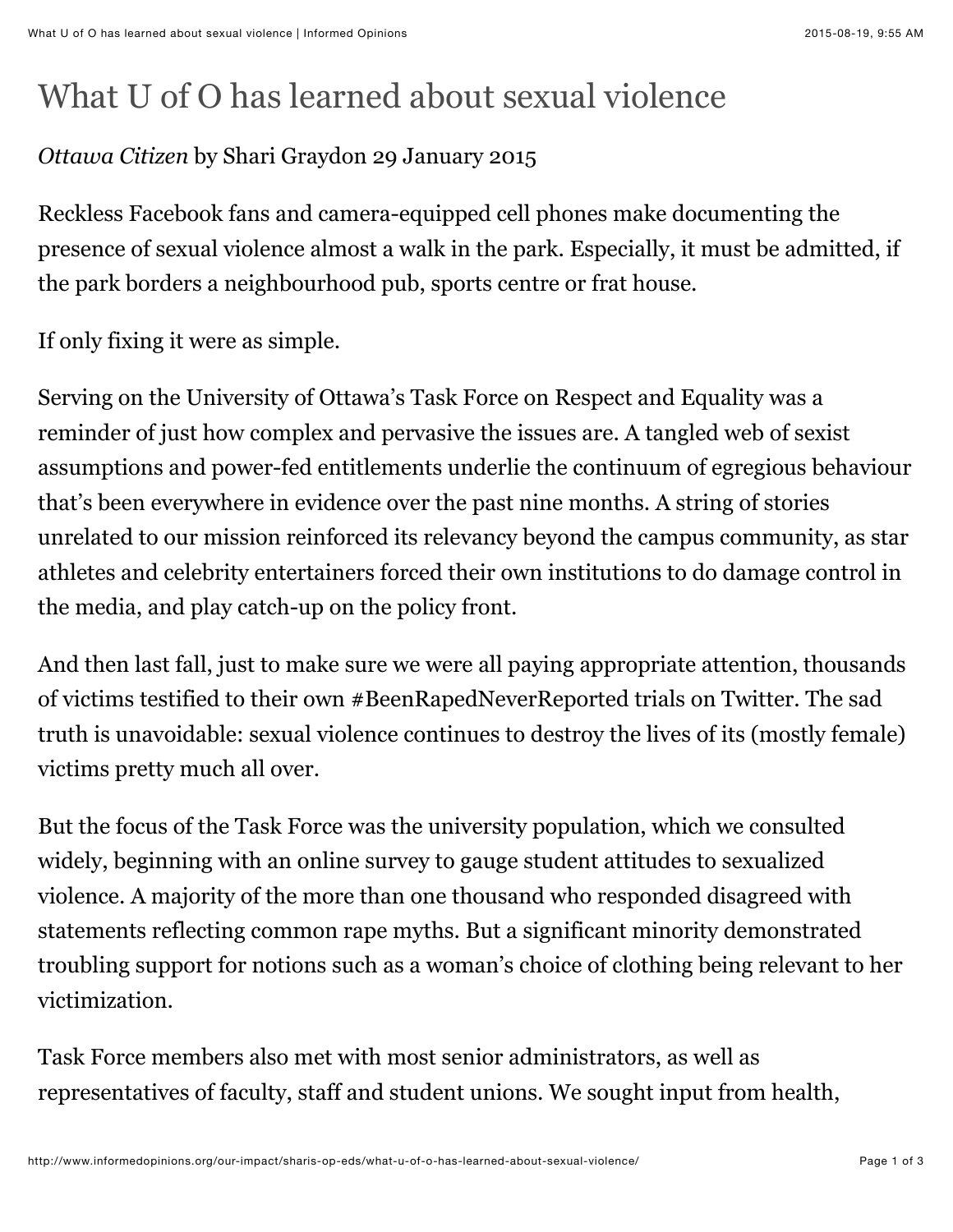# What U of O has learned about sexual violence

*Ottawa Citizen* by Shari Graydon 29 January 2015

Reckless Facebook fans and camera-equipped cell phones make documenting the presence of sexual violence almost a walk in the park. Especially, it must be admitted, if the park borders a neighbourhood pub, sports centre or frat house.

If only fixing it were as simple.

Serving on the University of Ottawa's Task Force on Respect and Equality was a reminder of just how complex and pervasive the issues are. A tangled web of sexist assumptions and power-fed entitlements underlie the continuum of egregious behaviour that's been everywhere in evidence over the past nine months. A string of stories unrelated to our mission reinforced its relevancy beyond the campus community, as star athletes and celebrity entertainers forced their own institutions to do damage control in the media, and play catch-up on the policy front.

And then last fall, just to make sure we were all paying appropriate attention, thousands of victims testified to their own #BeenRapedNeverReported trials on Twitter. The sad truth is unavoidable: sexual violence continues to destroy the lives of its (mostly female) victims pretty much all over.

But the focus of the Task Force was the university population, which we consulted widely, beginning with an online survey to gauge student attitudes to sexualized violence. A majority of the more than one thousand who responded disagreed with statements reflecting common rape myths. But a significant minority demonstrated troubling support for notions such as a woman's choice of clothing being relevant to her victimization.

Task Force members also met with most senior administrators, as well as representatives of faculty, staff and student unions. We sought input from health,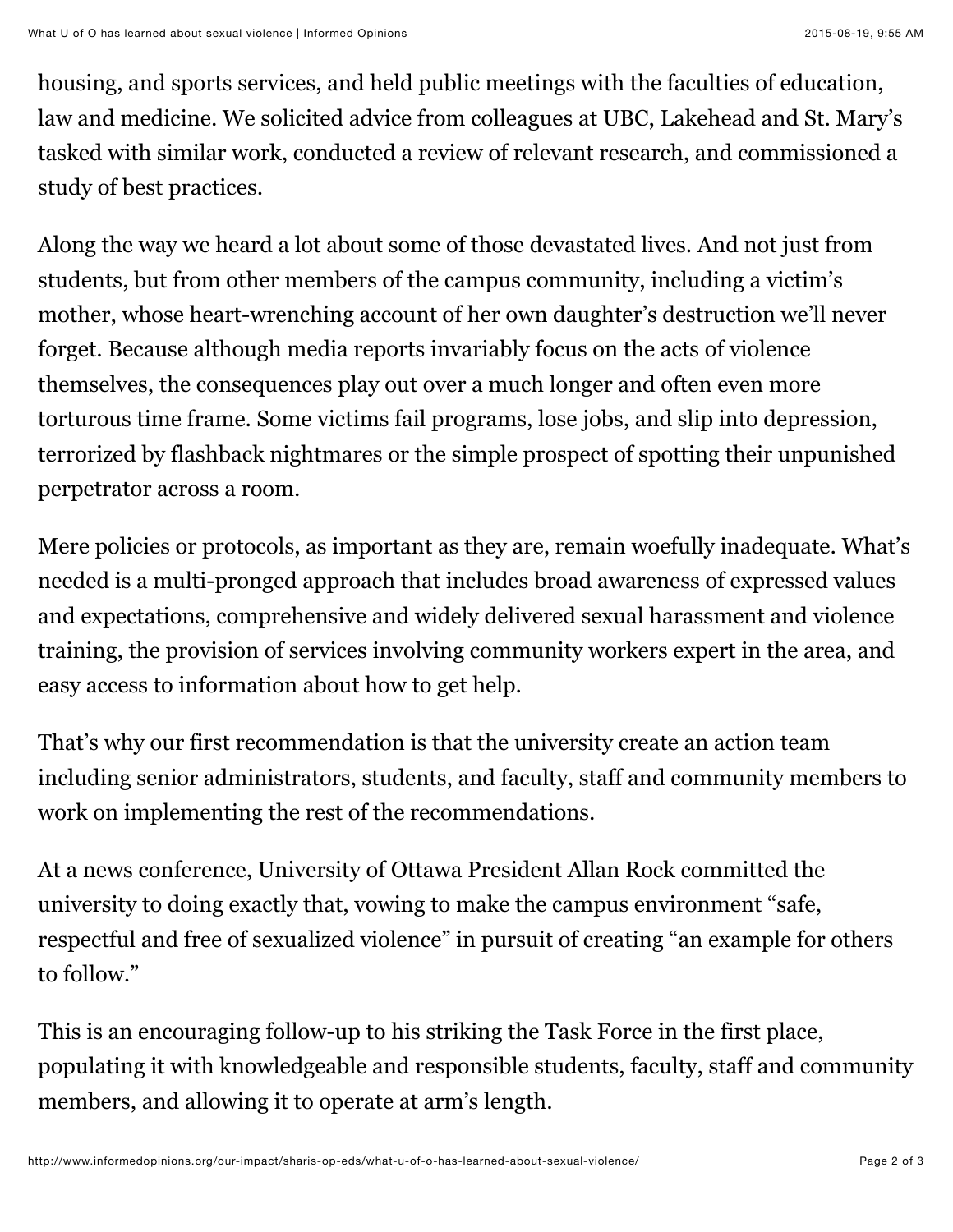housing, and sports services, and held public meetings with the faculties of education, law and medicine. We solicited advice from colleagues at UBC, Lakehead and St. Mary's tasked with similar work, conducted a review of relevant research, and commissioned a study of best practices.

Along the way we heard a lot about some of those devastated lives. And not just from students, but from other members of the campus community, including a victim's mother, whose heart-wrenching account of her own daughter's destruction we'll never forget. Because although media reports invariably focus on the acts of violence themselves, the consequences play out over a much longer and often even more torturous time frame. Some victims fail programs, lose jobs, and slip into depression, terrorized by flashback nightmares or the simple prospect of spotting their unpunished perpetrator across a room.

Mere policies or protocols, as important as they are, remain woefully inadequate. What's needed is a multi-pronged approach that includes broad awareness of expressed values and expectations, comprehensive and widely delivered sexual harassment and violence training, the provision of services involving community workers expert in the area, and easy access to information about how to get help.

That's why our first recommendation is that the university create an action team including senior administrators, students, and faculty, staff and community members to work on implementing the rest of the recommendations.

At a news conference, University of Ottawa President Allan Rock committed the university to doing exactly that, vowing to make the campus environment "safe, respectful and free of sexualized violence" in pursuit of creating "an example for others to follow."

This is an encouraging follow-up to his striking the Task Force in the first place, populating it with knowledgeable and responsible students, faculty, staff and community members, and allowing it to operate at arm's length.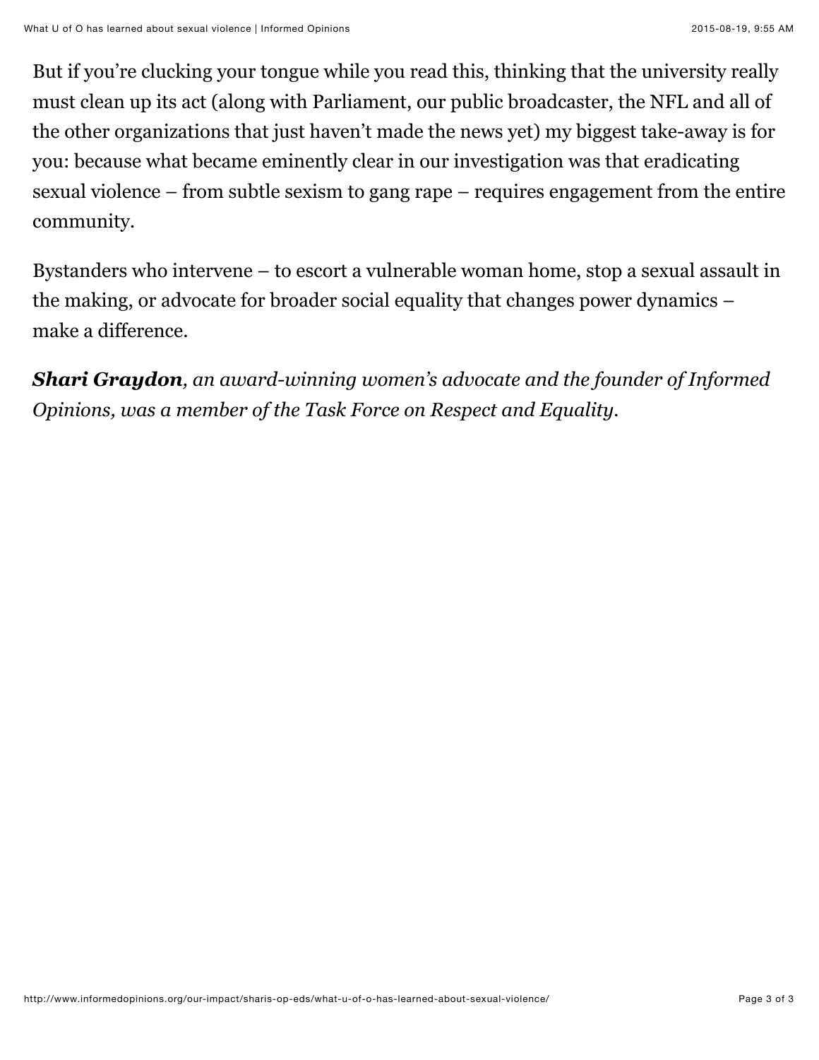But if you're clucking your tongue while you read this, thinking that the university really must clean up its act (along with Parliament, our public broadcaster, the NFL and all of the other organizations that just haven't made the news yet) my biggest take-away is for you: because what became eminently clear in our investigation was that eradicating sexual violence – from subtle sexism to gang rape – requires engagement from the entire community.

Bystanders who intervene – to escort a vulnerable woman home, stop a sexual assault in the making, or advocate for broader social equality that changes power dynamics – make a difference.

***Shari Graydon**, an award-winning women's advocate and the founder of Informed Opinions, was a member of the Task Force on Respect and Equality.*